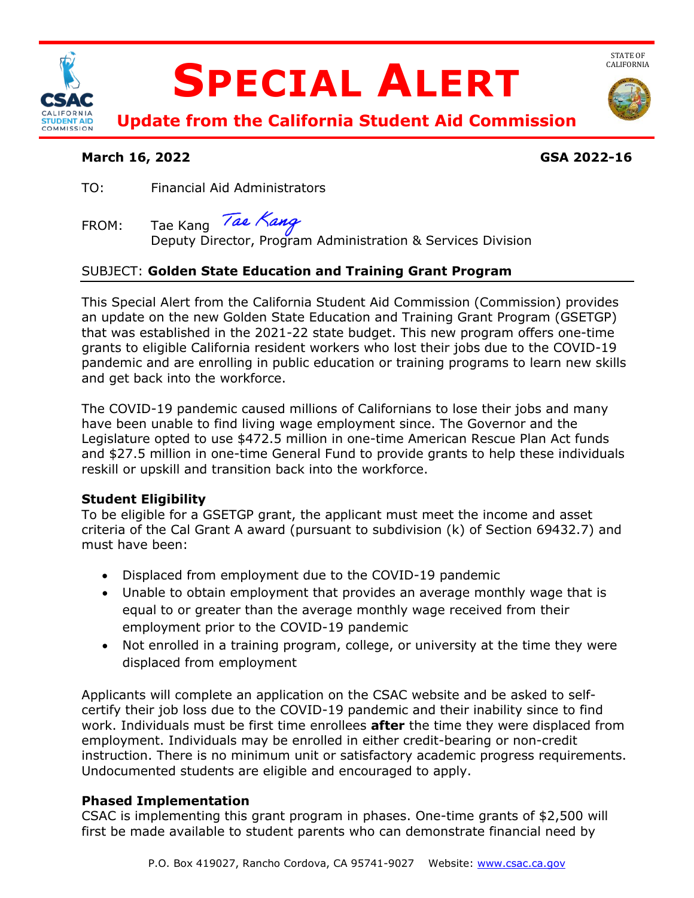# SPECIAL ALERT

## Update from the California Student Aid Commission

STATE OF CALIFORNIA

**March 16, 2022** **GSA 2022-16**

TO: Financial Aid Administrators

FROM: Tae Kang
Deputy Director, Program Administration & Services Division

SUBJECT: **Golden State Education and Training Grant Program**

This Special Alert from the California Student Aid Commission (Commission) provides an update on the new Golden State Education and Training Grant Program (GSETGP) that was established in the 2021-22 state budget. This new program offers one-time grants to eligible California resident workers who lost their jobs due to the COVID-19 pandemic and are enrolling in public education or training programs to learn new skills and get back into the workforce.

The COVID-19 pandemic caused millions of Californians to lose their jobs and many have been unable to find living wage employment since. The Governor and the Legislature opted to use $472.5 million in one-time American Rescue Plan Act funds and $27.5 million in one-time General Fund to provide grants to help these individuals reskill or upskill and transition back into the workforce.

### Student Eligibility

To be eligible for a GSETGP grant, the applicant must meet the income and asset criteria of the Cal Grant A award (pursuant to subdivision (k) of Section 69432.7) and must have been:

- Displaced from employment due to the COVID-19 pandemic
- Unable to obtain employment that provides an average monthly wage that is equal to or greater than the average monthly wage received from their employment prior to the COVID-19 pandemic
- Not enrolled in a training program, college, or university at the time they were displaced from employment

Applicants will complete an application on the CSAC website and be asked to self-certify their job loss due to the COVID-19 pandemic and their inability since to find work. Individuals must be first time enrollees **after** the time they were displaced from employment. Individuals may be enrolled in either credit-bearing or non-credit instruction. There is no minimum unit or satisfactory academic progress requirements. Undocumented students are eligible and encouraged to apply.

### Phased Implementation

CSAC is implementing this grant program in phases. One-time grants of $2,500 will first be made available to student parents who can demonstrate financial need by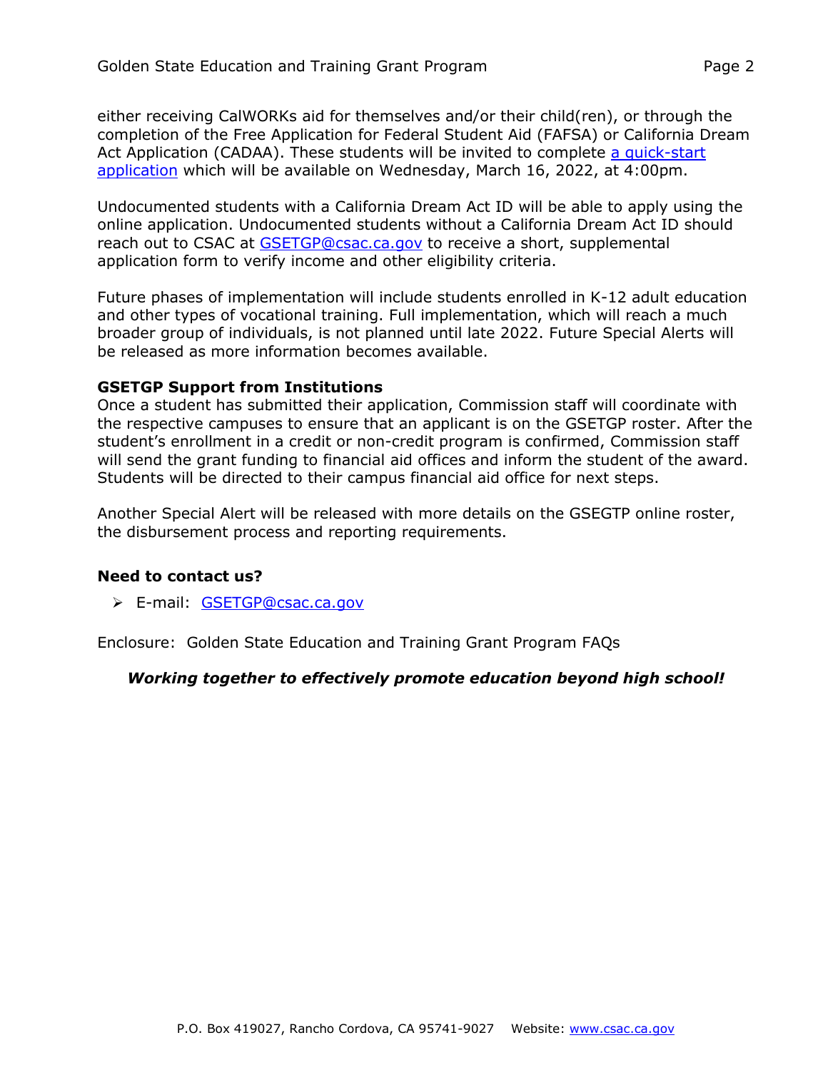either receiving CalWORKs aid for themselves and/or their child(ren), or through the completion of the Free Application for Federal Student Aid (FAFSA) or California Dream Act Application (CADAA). These students will be invited to complete a quick-start application which will be available on Wednesday, March 16, 2022, at 4:00pm.

Undocumented students with a California Dream Act ID will be able to apply using the online application. Undocumented students without a California Dream Act ID should reach out to CSAC at GSETGP@csac.ca.gov to receive a short, supplemental application form to verify income and other eligibility criteria.

Future phases of implementation will include students enrolled in K-12 adult education and other types of vocational training. Full implementation, which will reach a much broader group of individuals, is not planned until late 2022. Future Special Alerts will be released as more information becomes available.

**GSETGP Support from Institutions**

Once a student has submitted their application, Commission staff will coordinate with the respective campuses to ensure that an applicant is on the GSETGP roster. After the student's enrollment in a credit or non-credit program is confirmed, Commission staff will send the grant funding to financial aid offices and inform the student of the award. Students will be directed to their campus financial aid office for next steps.

Another Special Alert will be released with more details on the GSEGTP online roster, the disbursement process and reporting requirements.

**Need to contact us?**

- E-mail: GSETGP@csac.ca.gov

Enclosure: Golden State Education and Training Grant Program FAQs

***Working together to effectively promote education beyond high school!***

P.O. Box 419027, Rancho Cordova, CA 95741-9027 Website: www.csac.ca.gov